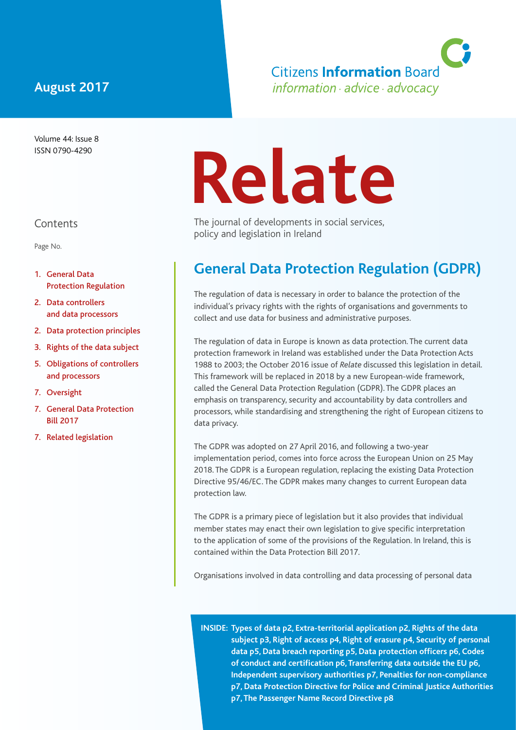August 2017

Citizens **Information** Board
*information · advice · advocacy*

Volume 44: Issue 8
ISSN 0790-4290

# Relate

The journal of developments in social services, policy and legislation in Ireland

## Contents

Page No.

1. General Data Protection Regulation
2. Data controllers and data processors
2. Data protection principles
3. Rights of the data subject
5. Obligations of controllers and processors
7. Oversight
7. General Data Protection Bill 2017
7. Related legislation

## General Data Protection Regulation (GDPR)

The regulation of data is necessary in order to balance the protection of the individual's privacy rights with the rights of organisations and governments to collect and use data for business and administrative purposes.

The regulation of data in Europe is known as data protection. The current data protection framework in Ireland was established under the Data Protection Acts 1988 to 2003; the October 2016 issue of *Relate* discussed this legislation in detail. This framework will be replaced in 2018 by a new European-wide framework, called the General Data Protection Regulation (GDPR). The GDPR places an emphasis on transparency, security and accountability by data controllers and processors, while standardising and strengthening the right of European citizens to data privacy.

The GDPR was adopted on 27 April 2016, and following a two-year implementation period, comes into force across the European Union on 25 May 2018. The GDPR is a European regulation, replacing the existing Data Protection Directive 95/46/EC. The GDPR makes many changes to current European data protection law.

The GDPR is a primary piece of legislation but it also provides that individual member states may enact their own legislation to give specific interpretation to the application of some of the provisions of the Regulation. In Ireland, this is contained within the Data Protection Bill 2017.

Organisations involved in data controlling and data processing of personal data

**INSIDE: Types of data p2, Extra-territorial application p2, Rights of the data subject p3, Right of access p4, Right of erasure p4, Security of personal data p5, Data breach reporting p5, Data protection officers p6, Codes of conduct and certification p6, Transferring data outside the EU p6, Independent supervisory authorities p7, Penalties for non-compliance p7, Data Protection Directive for Police and Criminal Justice Authorities p7, The Passenger Name Record Directive p8**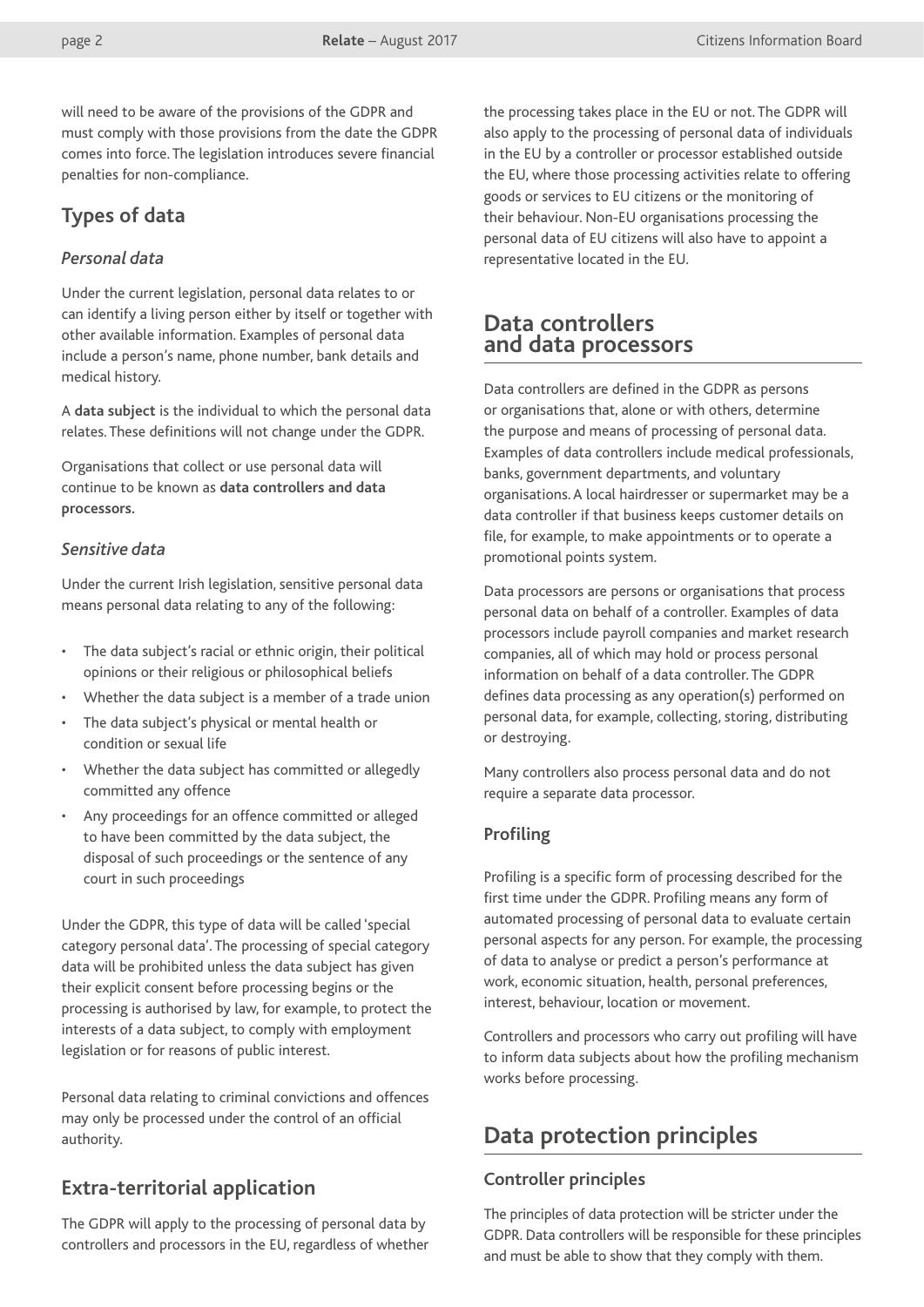will need to be aware of the provisions of the GDPR and must comply with those provisions from the date the GDPR comes into force. The legislation introduces severe financial penalties for non-compliance.

## Types of data

### *Personal data*

Under the current legislation, personal data relates to or can identify a living person either by itself or together with other available information. Examples of personal data include a person's name, phone number, bank details and medical history.

A **data subject** is the individual to which the personal data relates. These definitions will not change under the GDPR.

Organisations that collect or use personal data will continue to be known as **data controllers and data processors.**

### *Sensitive data*

Under the current Irish legislation, sensitive personal data means personal data relating to any of the following:

- The data subject's racial or ethnic origin, their political opinions or their religious or philosophical beliefs
- Whether the data subject is a member of a trade union
- The data subject's physical or mental health or condition or sexual life
- Whether the data subject has committed or allegedly committed any offence
- Any proceedings for an offence committed or alleged to have been committed by the data subject, the disposal of such proceedings or the sentence of any court in such proceedings

Under the GDPR, this type of data will be called 'special category personal data'. The processing of special category data will be prohibited unless the data subject has given their explicit consent before processing begins or the processing is authorised by law, for example, to protect the interests of a data subject, to comply with employment legislation or for reasons of public interest.

Personal data relating to criminal convictions and offences may only be processed under the control of an official authority.

## Extra-territorial application

The GDPR will apply to the processing of personal data by controllers and processors in the EU, regardless of whether the processing takes place in the EU or not. The GDPR will also apply to the processing of personal data of individuals in the EU by a controller or processor established outside the EU, where those processing activities relate to offering goods or services to EU citizens or the monitoring of their behaviour. Non-EU organisations processing the personal data of EU citizens will also have to appoint a representative located in the EU.

## Data controllers and data processors

Data controllers are defined in the GDPR as persons or organisations that, alone or with others, determine the purpose and means of processing of personal data. Examples of data controllers include medical professionals, banks, government departments, and voluntary organisations. A local hairdresser or supermarket may be a data controller if that business keeps customer details on file, for example, to make appointments or to operate a promotional points system.

Data processors are persons or organisations that process personal data on behalf of a controller. Examples of data processors include payroll companies and market research companies, all of which may hold or process personal information on behalf of a data controller. The GDPR defines data processing as any operation(s) performed on personal data, for example, collecting, storing, distributing or destroying.

Many controllers also process personal data and do not require a separate data processor.

### Profiling

Profiling is a specific form of processing described for the first time under the GDPR. Profiling means any form of automated processing of personal data to evaluate certain personal aspects for any person. For example, the processing of data to analyse or predict a person's performance at work, economic situation, health, personal preferences, interest, behaviour, location or movement.

Controllers and processors who carry out profiling will have to inform data subjects about how the profiling mechanism works before processing.

## Data protection principles

### Controller principles

The principles of data protection will be stricter under the GDPR. Data controllers will be responsible for these principles and must be able to show that they comply with them.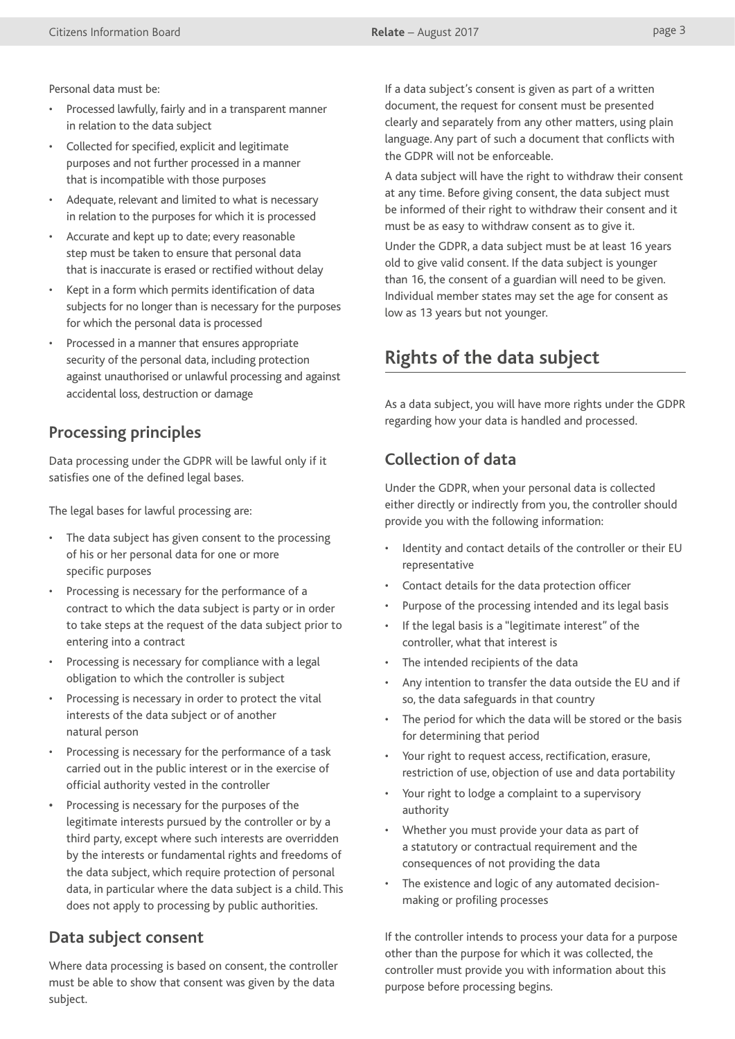Personal data must be:

- Processed lawfully, fairly and in a transparent manner in relation to the data subject
- Collected for specified, explicit and legitimate purposes and not further processed in a manner that is incompatible with those purposes
- Adequate, relevant and limited to what is necessary in relation to the purposes for which it is processed
- Accurate and kept up to date; every reasonable step must be taken to ensure that personal data that is inaccurate is erased or rectified without delay
- Kept in a form which permits identification of data subjects for no longer than is necessary for the purposes for which the personal data is processed
- Processed in a manner that ensures appropriate security of the personal data, including protection against unauthorised or unlawful processing and against accidental loss, destruction or damage

## Processing principles

Data processing under the GDPR will be lawful only if it satisfies one of the defined legal bases.

The legal bases for lawful processing are:

- The data subject has given consent to the processing of his or her personal data for one or more specific purposes
- Processing is necessary for the performance of a contract to which the data subject is party or in order to take steps at the request of the data subject prior to entering into a contract
- Processing is necessary for compliance with a legal obligation to which the controller is subject
- Processing is necessary in order to protect the vital interests of the data subject or of another natural person
- Processing is necessary for the performance of a task carried out in the public interest or in the exercise of official authority vested in the controller
- Processing is necessary for the purposes of the legitimate interests pursued by the controller or by a third party, except where such interests are overridden by the interests or fundamental rights and freedoms of the data subject, which require protection of personal data, in particular where the data subject is a child. This does not apply to processing by public authorities.

## Data subject consent

Where data processing is based on consent, the controller must be able to show that consent was given by the data subject.

If a data subject's consent is given as part of a written document, the request for consent must be presented clearly and separately from any other matters, using plain language. Any part of such a document that conflicts with the GDPR will not be enforceable.

A data subject will have the right to withdraw their consent at any time. Before giving consent, the data subject must be informed of their right to withdraw their consent and it must be as easy to withdraw consent as to give it.

Under the GDPR, a data subject must be at least 16 years old to give valid consent. If the data subject is younger than 16, the consent of a guardian will need to be given. Individual member states may set the age for consent as low as 13 years but not younger.

# Rights of the data subject

As a data subject, you will have more rights under the GDPR regarding how your data is handled and processed.

## Collection of data

Under the GDPR, when your personal data is collected either directly or indirectly from you, the controller should provide you with the following information:

- Identity and contact details of the controller or their EU representative
- Contact details for the data protection officer
- Purpose of the processing intended and its legal basis
- If the legal basis is a "legitimate interest" of the controller, what that interest is
- The intended recipients of the data
- Any intention to transfer the data outside the EU and if so, the data safeguards in that country
- The period for which the data will be stored or the basis for determining that period
- Your right to request access, rectification, erasure, restriction of use, objection of use and data portability
- Your right to lodge a complaint to a supervisory authority
- Whether you must provide your data as part of a statutory or contractual requirement and the consequences of not providing the data
- The existence and logic of any automated decision-making or profiling processes

If the controller intends to process your data for a purpose other than the purpose for which it was collected, the controller must provide you with information about this purpose before processing begins.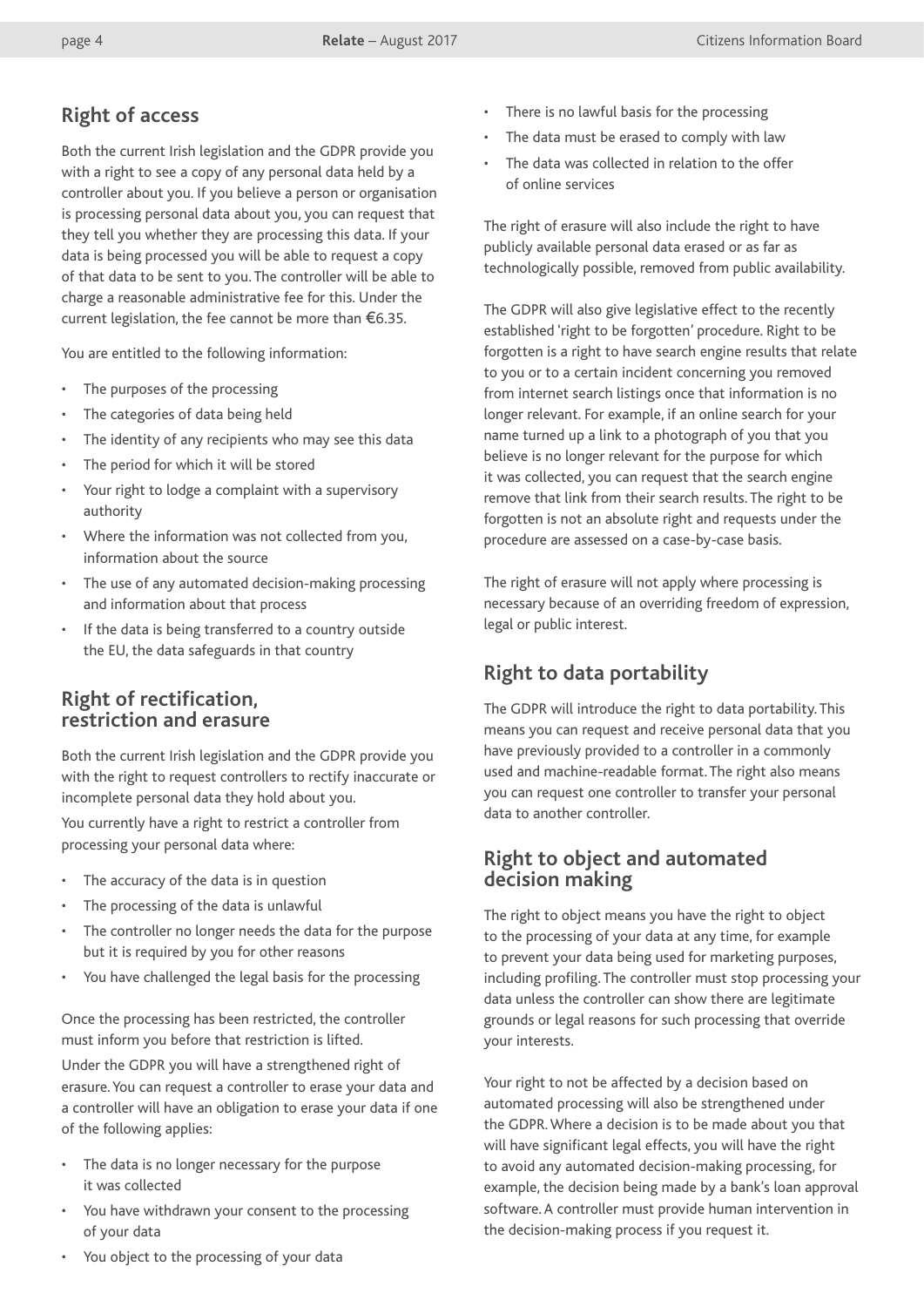## Right of access

Both the current Irish legislation and the GDPR provide you with a right to see a copy of any personal data held by a controller about you. If you believe a person or organisation is processing personal data about you, you can request that they tell you whether they are processing this data. If your data is being processed you will be able to request a copy of that data to be sent to you. The controller will be able to charge a reasonable administrative fee for this. Under the current legislation, the fee cannot be more than €6.35.

You are entitled to the following information:

- The purposes of the processing
- The categories of data being held
- The identity of any recipients who may see this data
- The period for which it will be stored
- Your right to lodge a complaint with a supervisory authority
- Where the information was not collected from you, information about the source
- The use of any automated decision-making processing and information about that process
- If the data is being transferred to a country outside the EU, the data safeguards in that country

## Right of rectification, restriction and erasure

Both the current Irish legislation and the GDPR provide you with the right to request controllers to rectify inaccurate or incomplete personal data they hold about you.

You currently have a right to restrict a controller from processing your personal data where:

- The accuracy of the data is in question
- The processing of the data is unlawful
- The controller no longer needs the data for the purpose but it is required by you for other reasons
- You have challenged the legal basis for the processing

Once the processing has been restricted, the controller must inform you before that restriction is lifted.

Under the GDPR you will have a strengthened right of erasure. You can request a controller to erase your data and a controller will have an obligation to erase your data if one of the following applies:

- The data is no longer necessary for the purpose it was collected
- You have withdrawn your consent to the processing of your data
- You object to the processing of your data
- There is no lawful basis for the processing
- The data must be erased to comply with law
- The data was collected in relation to the offer of online services

The right of erasure will also include the right to have publicly available personal data erased or as far as technologically possible, removed from public availability.

The GDPR will also give legislative effect to the recently established 'right to be forgotten' procedure. Right to be forgotten is a right to have search engine results that relate to you or to a certain incident concerning you removed from internet search listings once that information is no longer relevant. For example, if an online search for your name turned up a link to a photograph of you that you believe is no longer relevant for the purpose for which it was collected, you can request that the search engine remove that link from their search results. The right to be forgotten is not an absolute right and requests under the procedure are assessed on a case-by-case basis.

The right of erasure will not apply where processing is necessary because of an overriding freedom of expression, legal or public interest.

## Right to data portability

The GDPR will introduce the right to data portability. This means you can request and receive personal data that you have previously provided to a controller in a commonly used and machine-readable format. The right also means you can request one controller to transfer your personal data to another controller.

## Right to object and automated decision making

The right to object means you have the right to object to the processing of your data at any time, for example to prevent your data being used for marketing purposes, including profiling. The controller must stop processing your data unless the controller can show there are legitimate grounds or legal reasons for such processing that override your interests.

Your right to not be affected by a decision based on automated processing will also be strengthened under the GDPR. Where a decision is to be made about you that will have significant legal effects, you will have the right to avoid any automated decision-making processing, for example, the decision being made by a bank's loan approval software. A controller must provide human intervention in the decision-making process if you request it.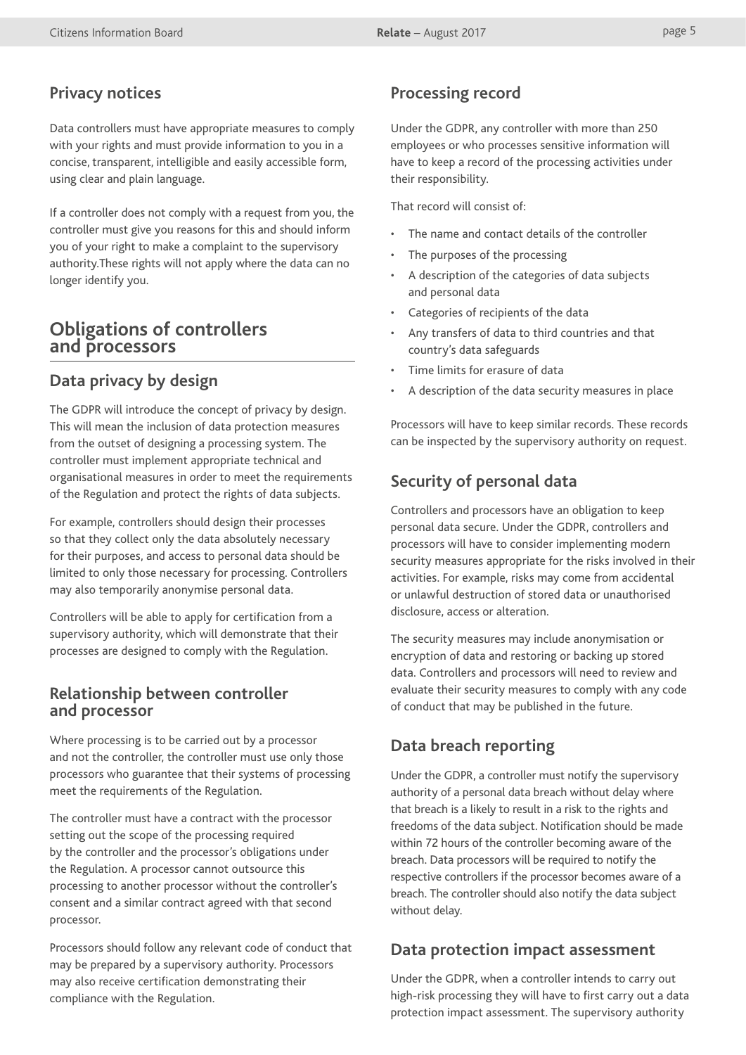## Privacy notices

Data controllers must have appropriate measures to comply with your rights and must provide information to you in a concise, transparent, intelligible and easily accessible form, using clear and plain language.

If a controller does not comply with a request from you, the controller must give you reasons for this and should inform you of your right to make a complaint to the supervisory authority.These rights will not apply where the data can no longer identify you.

# Obligations of controllers and processors

## Data privacy by design

The GDPR will introduce the concept of privacy by design. This will mean the inclusion of data protection measures from the outset of designing a processing system. The controller must implement appropriate technical and organisational measures in order to meet the requirements of the Regulation and protect the rights of data subjects.

For example, controllers should design their processes so that they collect only the data absolutely necessary for their purposes, and access to personal data should be limited to only those necessary for processing. Controllers may also temporarily anonymise personal data.

Controllers will be able to apply for certification from a supervisory authority, which will demonstrate that their processes are designed to comply with the Regulation.

## Relationship between controller and processor

Where processing is to be carried out by a processor and not the controller, the controller must use only those processors who guarantee that their systems of processing meet the requirements of the Regulation.

The controller must have a contract with the processor setting out the scope of the processing required by the controller and the processor's obligations under the Regulation. A processor cannot outsource this processing to another processor without the controller's consent and a similar contract agreed with that second processor.

Processors should follow any relevant code of conduct that may be prepared by a supervisory authority. Processors may also receive certification demonstrating their compliance with the Regulation.

## Processing record

Under the GDPR, any controller with more than 250 employees or who processes sensitive information will have to keep a record of the processing activities under their responsibility.

That record will consist of:

- The name and contact details of the controller
- The purposes of the processing
- A description of the categories of data subjects and personal data
- Categories of recipients of the data
- Any transfers of data to third countries and that country's data safeguards
- Time limits for erasure of data
- A description of the data security measures in place

Processors will have to keep similar records. These records can be inspected by the supervisory authority on request.

## Security of personal data

Controllers and processors have an obligation to keep personal data secure. Under the GDPR, controllers and processors will have to consider implementing modern security measures appropriate for the risks involved in their activities. For example, risks may come from accidental or unlawful destruction of stored data or unauthorised disclosure, access or alteration.

The security measures may include anonymisation or encryption of data and restoring or backing up stored data. Controllers and processors will need to review and evaluate their security measures to comply with any code of conduct that may be published in the future.

## Data breach reporting

Under the GDPR, a controller must notify the supervisory authority of a personal data breach without delay where that breach is a likely to result in a risk to the rights and freedoms of the data subject. Notification should be made within 72 hours of the controller becoming aware of the breach. Data processors will be required to notify the respective controllers if the processor becomes aware of a breach. The controller should also notify the data subject without delay.

## Data protection impact assessment

Under the GDPR, when a controller intends to carry out high-risk processing they will have to first carry out a data protection impact assessment. The supervisory authority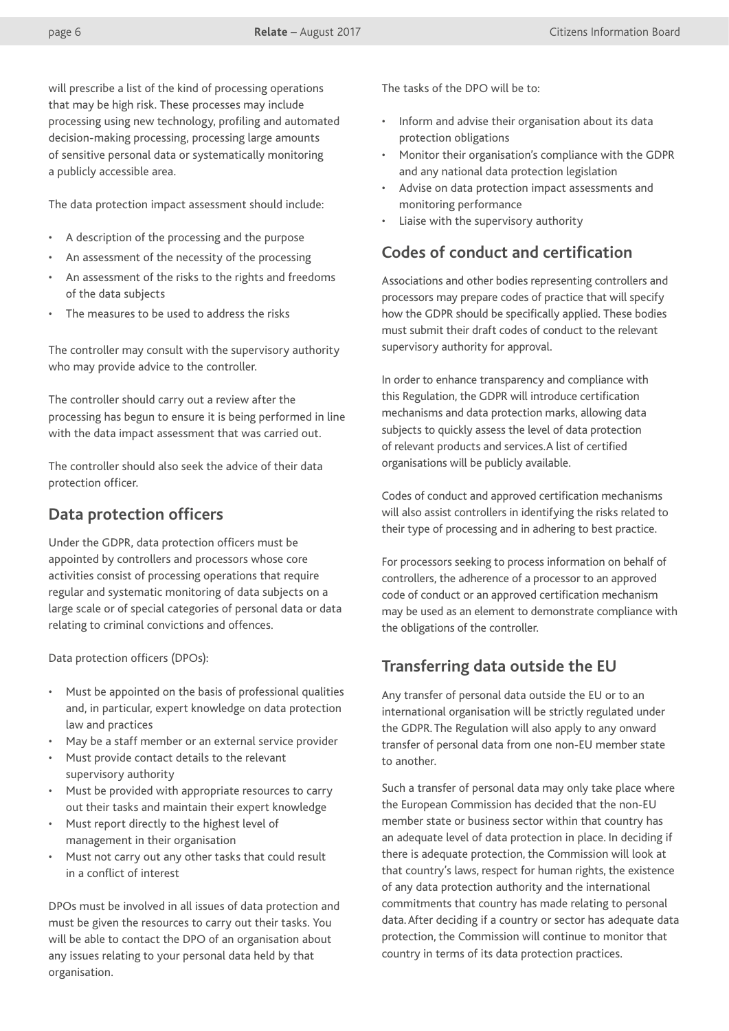will prescribe a list of the kind of processing operations that may be high risk. These processes may include processing using new technology, profiling and automated decision-making processing, processing large amounts of sensitive personal data or systematically monitoring a publicly accessible area.

The data protection impact assessment should include:

- A description of the processing and the purpose
- An assessment of the necessity of the processing
- An assessment of the risks to the rights and freedoms of the data subjects
- The measures to be used to address the risks

The controller may consult with the supervisory authority who may provide advice to the controller.

The controller should carry out a review after the processing has begun to ensure it is being performed in line with the data impact assessment that was carried out.

The controller should also seek the advice of their data protection officer.

## Data protection officers

Under the GDPR, data protection officers must be appointed by controllers and processors whose core activities consist of processing operations that require regular and systematic monitoring of data subjects on a large scale or of special categories of personal data or data relating to criminal convictions and offences.

Data protection officers (DPOs):

- Must be appointed on the basis of professional qualities and, in particular, expert knowledge on data protection law and practices
- May be a staff member or an external service provider
- Must provide contact details to the relevant supervisory authority
- Must be provided with appropriate resources to carry out their tasks and maintain their expert knowledge
- Must report directly to the highest level of management in their organisation
- Must not carry out any other tasks that could result in a conflict of interest

DPOs must be involved in all issues of data protection and must be given the resources to carry out their tasks. You will be able to contact the DPO of an organisation about any issues relating to your personal data held by that organisation.

The tasks of the DPO will be to:

- Inform and advise their organisation about its data protection obligations
- Monitor their organisation's compliance with the GDPR and any national data protection legislation
- Advise on data protection impact assessments and monitoring performance
- Liaise with the supervisory authority

## Codes of conduct and certification

Associations and other bodies representing controllers and processors may prepare codes of practice that will specify how the GDPR should be specifically applied. These bodies must submit their draft codes of conduct to the relevant supervisory authority for approval.

In order to enhance transparency and compliance with this Regulation, the GDPR will introduce certification mechanisms and data protection marks, allowing data subjects to quickly assess the level of data protection of relevant products and services. A list of certified organisations will be publicly available.

Codes of conduct and approved certification mechanisms will also assist controllers in identifying the risks related to their type of processing and in adhering to best practice.

For processors seeking to process information on behalf of controllers, the adherence of a processor to an approved code of conduct or an approved certification mechanism may be used as an element to demonstrate compliance with the obligations of the controller.

## Transferring data outside the EU

Any transfer of personal data outside the EU or to an international organisation will be strictly regulated under the GDPR. The Regulation will also apply to any onward transfer of personal data from one non-EU member state to another.

Such a transfer of personal data may only take place where the European Commission has decided that the non-EU member state or business sector within that country has an adequate level of data protection in place. In deciding if there is adequate protection, the Commission will look at that country's laws, respect for human rights, the existence of any data protection authority and the international commitments that country has made relating to personal data. After deciding if a country or sector has adequate data protection, the Commission will continue to monitor that country in terms of its data protection practices.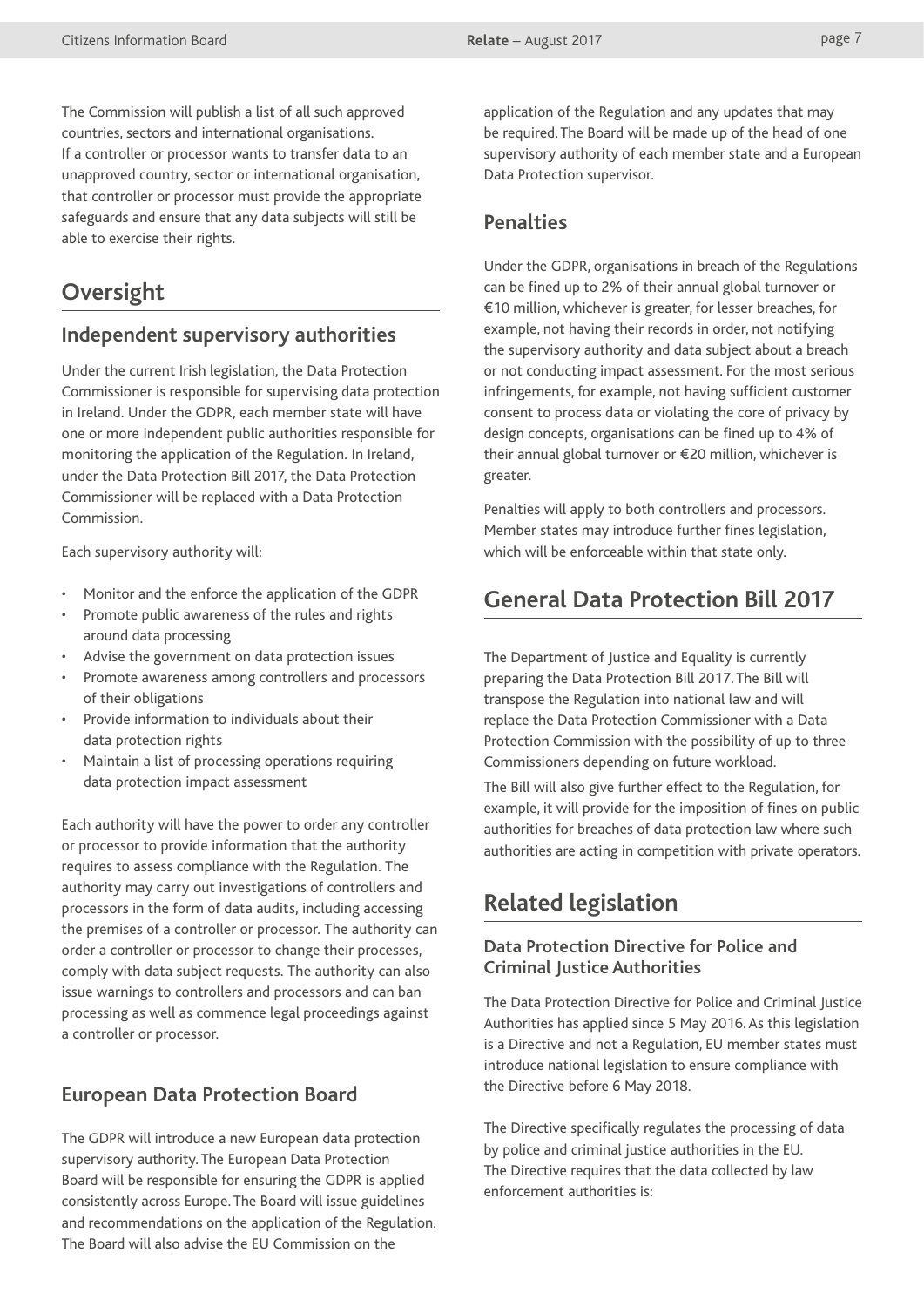The Commission will publish a list of all such approved countries, sectors and international organisations. If a controller or processor wants to transfer data to an unapproved country, sector or international organisation, that controller or processor must provide the appropriate safeguards and ensure that any data subjects will still be able to exercise their rights.

# Oversight

## Independent supervisory authorities

Under the current Irish legislation, the Data Protection Commissioner is responsible for supervising data protection in Ireland. Under the GDPR, each member state will have one or more independent public authorities responsible for monitoring the application of the Regulation. In Ireland, under the Data Protection Bill 2017, the Data Protection Commissioner will be replaced with a Data Protection Commission.

Each supervisory authority will:

- Monitor and the enforce the application of the GDPR
- Promote public awareness of the rules and rights around data processing
- Advise the government on data protection issues
- Promote awareness among controllers and processors of their obligations
- Provide information to individuals about their data protection rights
- Maintain a list of processing operations requiring data protection impact assessment

Each authority will have the power to order any controller or processor to provide information that the authority requires to assess compliance with the Regulation. The authority may carry out investigations of controllers and processors in the form of data audits, including accessing the premises of a controller or processor. The authority can order a controller or processor to change their processes, comply with data subject requests. The authority can also issue warnings to controllers and processors and can ban processing as well as commence legal proceedings against a controller or processor.

## European Data Protection Board

The GDPR will introduce a new European data protection supervisory authority. The European Data Protection Board will be responsible for ensuring the GDPR is applied consistently across Europe. The Board will issue guidelines and recommendations on the application of the Regulation. The Board will also advise the EU Commission on the application of the Regulation and any updates that may be required. The Board will be made up of the head of one supervisory authority of each member state and a European Data Protection supervisor.

## Penalties

Under the GDPR, organisations in breach of the Regulations can be fined up to 2% of their annual global turnover or €10 million, whichever is greater, for lesser breaches, for example, not having their records in order, not notifying the supervisory authority and data subject about a breach or not conducting impact assessment. For the most serious infringements, for example, not having sufficient customer consent to process data or violating the core of privacy by design concepts, organisations can be fined up to 4% of their annual global turnover or €20 million, whichever is greater.

Penalties will apply to both controllers and processors. Member states may introduce further fines legislation, which will be enforceable within that state only.

# General Data Protection Bill 2017

The Department of Justice and Equality is currently preparing the Data Protection Bill 2017. The Bill will transpose the Regulation into national law and will replace the Data Protection Commissioner with a Data Protection Commission with the possibility of up to three Commissioners depending on future workload.

The Bill will also give further effect to the Regulation, for example, it will provide for the imposition of fines on public authorities for breaches of data protection law where such authorities are acting in competition with private operators.

# Related legislation

### Data Protection Directive for Police and Criminal Justice Authorities

The Data Protection Directive for Police and Criminal Justice Authorities has applied since 5 May 2016. As this legislation is a Directive and not a Regulation, EU member states must introduce national legislation to ensure compliance with the Directive before 6 May 2018.

The Directive specifically regulates the processing of data by police and criminal justice authorities in the EU. The Directive requires that the data collected by law enforcement authorities is: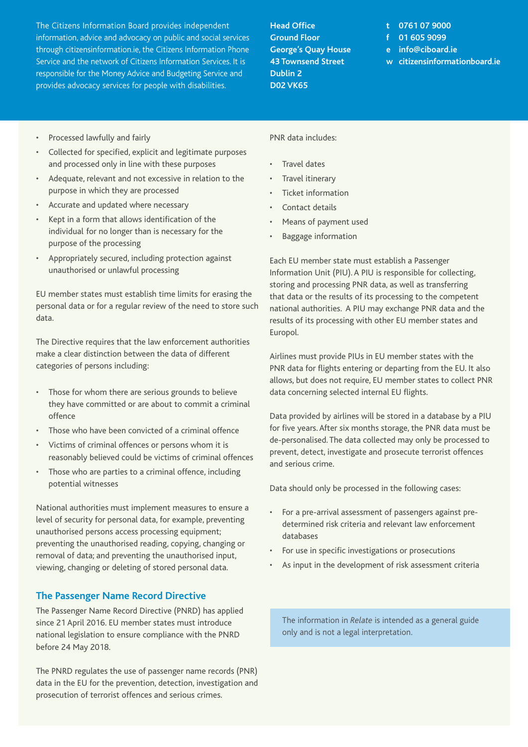The Citizens Information Board provides independent information, advice and advocacy on public and social services through citizensinformation.ie, the Citizens Information Phone Service and the network of Citizens Information Services. It is responsible for the Money Advice and Budgeting Service and provides advocacy services for people with disabilities.

**Head Office**
**Ground Floor**
**George's Quay House**
**43 Townsend Street**
**Dublin 2**
**D02 VK65**

**t 0761 07 9000**
**f 01 605 9099**
**e info@ciboard.ie**
**w citizensinformationboard.ie**

- Processed lawfully and fairly
- Collected for specified, explicit and legitimate purposes and processed only in line with these purposes
- Adequate, relevant and not excessive in relation to the purpose in which they are processed
- Accurate and updated where necessary
- Kept in a form that allows identification of the individual for no longer than is necessary for the purpose of the processing
- Appropriately secured, including protection against unauthorised or unlawful processing

EU member states must establish time limits for erasing the personal data or for a regular review of the need to store such data.

The Directive requires that the law enforcement authorities make a clear distinction between the data of different categories of persons including:

- Those for whom there are serious grounds to believe they have committed or are about to commit a criminal offence
- Those who have been convicted of a criminal offence
- Victims of criminal offences or persons whom it is reasonably believed could be victims of criminal offences
- Those who are parties to a criminal offence, including potential witnesses

National authorities must implement measures to ensure a level of security for personal data, for example, preventing unauthorised persons access processing equipment; preventing the unauthorised reading, copying, changing or removal of data; and preventing the unauthorised input, viewing, changing or deleting of stored personal data.

## The Passenger Name Record Directive

The Passenger Name Record Directive (PNRD) has applied since 21 April 2016. EU member states must introduce national legislation to ensure compliance with the PNRD before 24 May 2018.

The PNRD regulates the use of passenger name records (PNR) data in the EU for the prevention, detection, investigation and prosecution of terrorist offences and serious crimes.

PNR data includes:

- Travel dates
- Travel itinerary
- Ticket information
- Contact details
- Means of payment used
- Baggage information

Each EU member state must establish a Passenger Information Unit (PIU). A PIU is responsible for collecting, storing and processing PNR data, as well as transferring that data or the results of its processing to the competent national authorities. A PIU may exchange PNR data and the results of its processing with other EU member states and Europol.

Airlines must provide PIUs in EU member states with the PNR data for flights entering or departing from the EU. It also allows, but does not require, EU member states to collect PNR data concerning selected internal EU flights.

Data provided by airlines will be stored in a database by a PIU for five years. After six months storage, the PNR data must be de-personalised. The data collected may only be processed to prevent, detect, investigate and prosecute terrorist offences and serious crime.

Data should only be processed in the following cases:

- For a pre-arrival assessment of passengers against pre-determined risk criteria and relevant law enforcement databases
- For use in specific investigations or prosecutions
- As input in the development of risk assessment criteria

The information in *Relate* is intended as a general guide only and is not a legal interpretation.